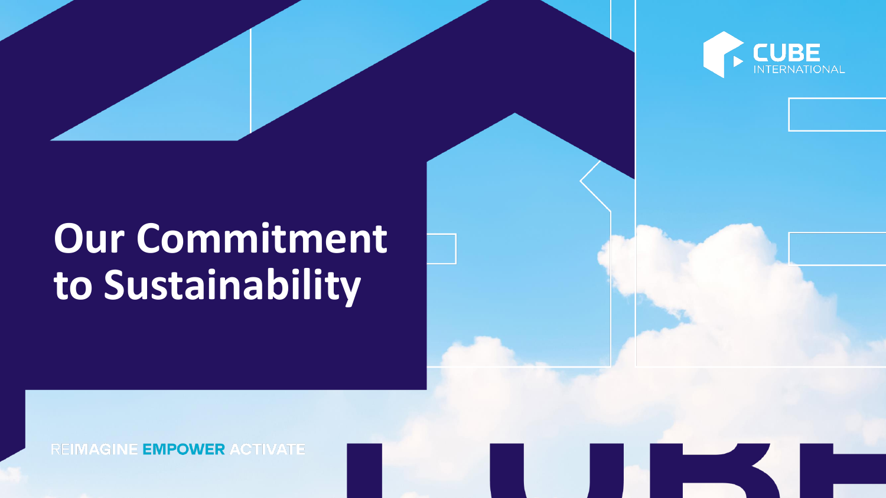CUBE INTERNATIONAL

# Our Commitment to Sustainability

REIMAGINE EMPOWER ACTIVATE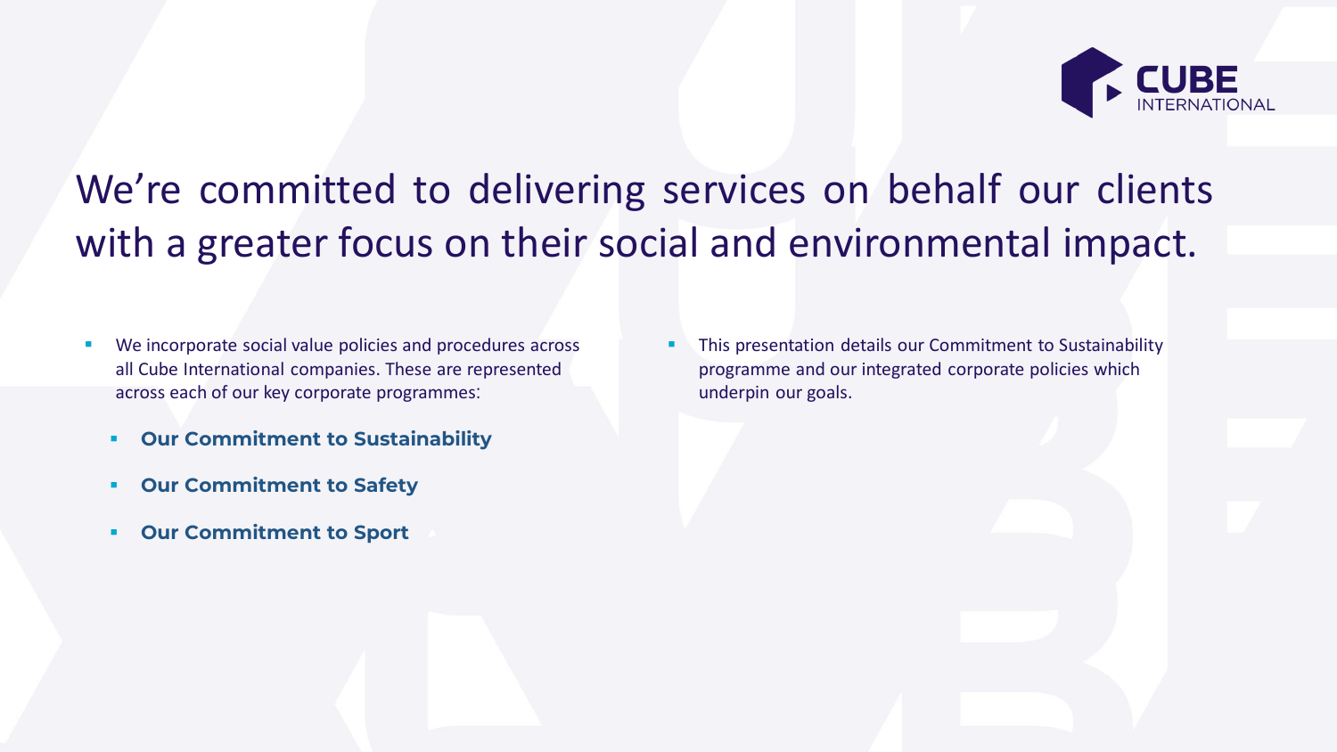# We're committed to delivering services on behalf our clients with a greater focus on their social and environmental impact.

- We incorporate social value policies and procedures across all Cube International companies. These are represented across each of our key corporate programmes:
  - **Our Commitment to Sustainability**
  - **Our Commitment to Safety**
  - **Our Commitment to Sport**
- This presentation details our Commitment to Sustainability programme and our integrated corporate policies which underpin our goals.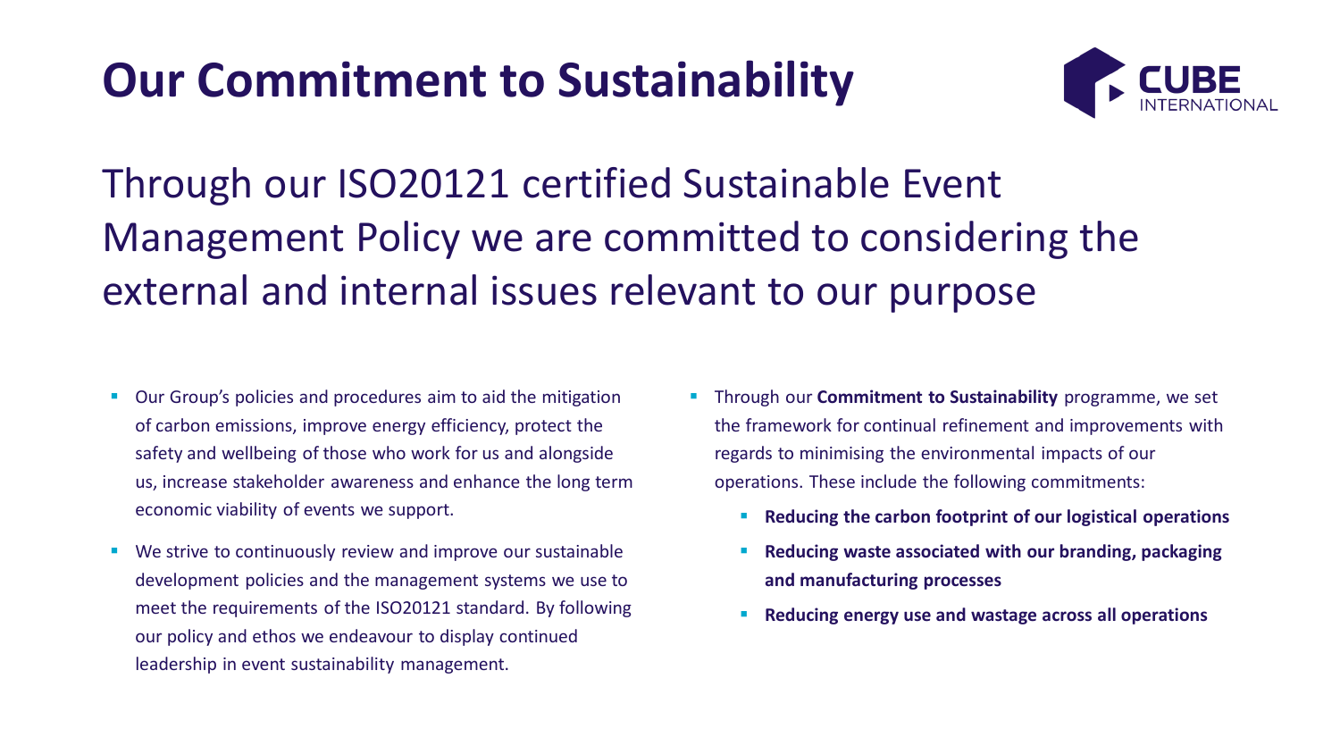# Our Commitment to Sustainability

CUBE INTERNATIONAL

## Through our ISO20121 certified Sustainable Event Management Policy we are committed to considering the external and internal issues relevant to our purpose

- Our Group's policies and procedures aim to aid the mitigation of carbon emissions, improve energy efficiency, protect the safety and wellbeing of those who work for us and alongside us, increase stakeholder awareness and enhance the long term economic viability of events we support.
- We strive to continuously review and improve our sustainable development policies and the management systems we use to meet the requirements of the ISO20121 standard. By following our policy and ethos we endeavour to display continued leadership in event sustainability management.
- Through our **Commitment to Sustainability** programme, we set the framework for continual refinement and improvements with regards to minimising the environmental impacts of our operations. These include the following commitments:
  - **Reducing the carbon footprint of our logistical operations**
  - **Reducing waste associated with our branding, packaging and manufacturing processes**
  - **Reducing energy use and wastage across all operations**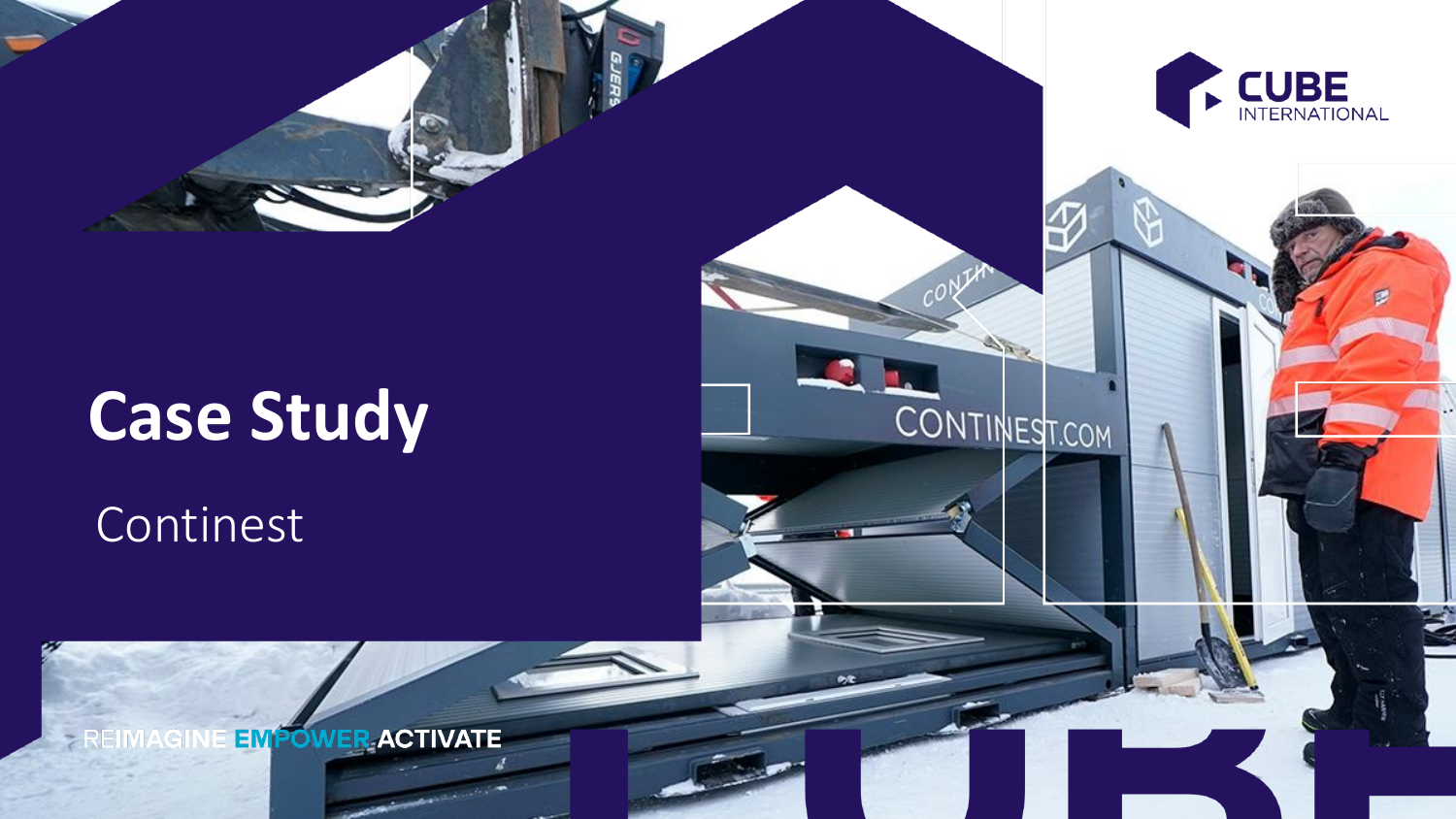# Case Study

Continest

REIMAGINE EMPOWER ACTIVATE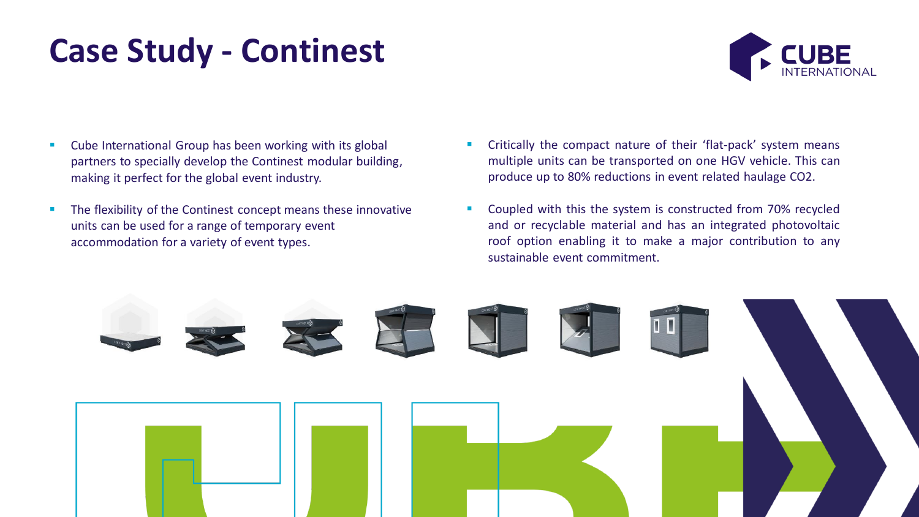# Case Study - Continest

- Cube International Group has been working with its global partners to specially develop the Continest modular building, making it perfect for the global event industry.
- The flexibility of the Continest concept means these innovative units can be used for a range of temporary event accommodation for a variety of event types.
- Critically the compact nature of their 'flat-pack' system means multiple units can be transported on one HGV vehicle. This can produce up to 80% reductions in event related haulage $CO_2$.
- Coupled with this the system is constructed from 70% recycled and or recyclable material and has an integrated photovoltaic roof option enabling it to make a major contribution to any sustainable event commitment.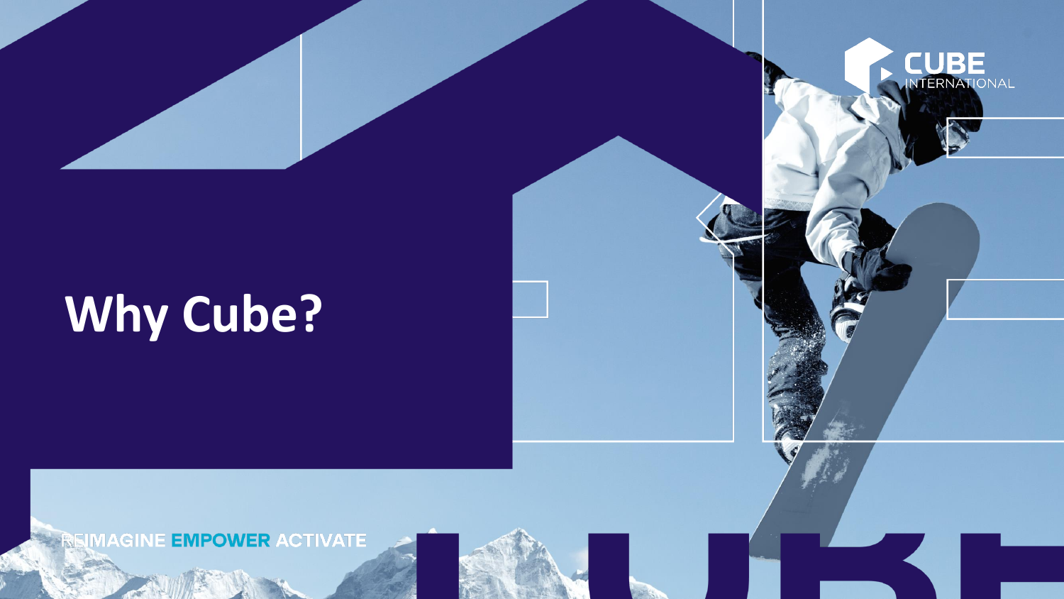CUBE INTERNATIONAL

# Why Cube?

REIMAGINE **EMPOWER** ACTIVATE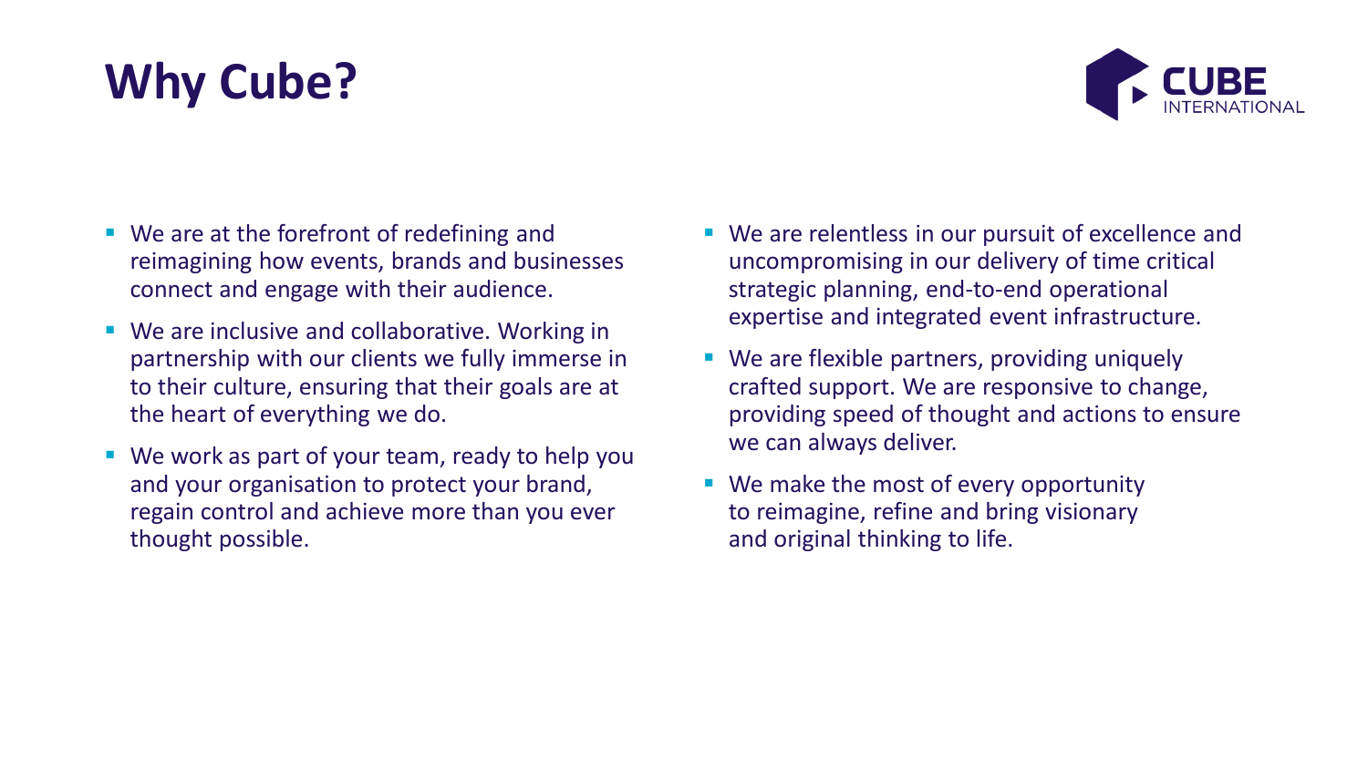# Why Cube?

- We are at the forefront of redefining and reimagining how events, brands and businesses connect and engage with their audience.
- We are inclusive and collaborative. Working in partnership with our clients we fully immerse in to their culture, ensuring that their goals are at the heart of everything we do.
- We work as part of your team, ready to help you and your organisation to protect your brand, regain control and achieve more than you ever thought possible.
- We are relentless in our pursuit of excellence and uncompromising in our delivery of time critical strategic planning, end-to-end operational expertise and integrated event infrastructure.
- We are flexible partners, providing uniquely crafted support. We are responsive to change, providing speed of thought and actions to ensure we can always deliver.
- We make the most of every opportunity to reimagine, refine and bring visionary and original thinking to life.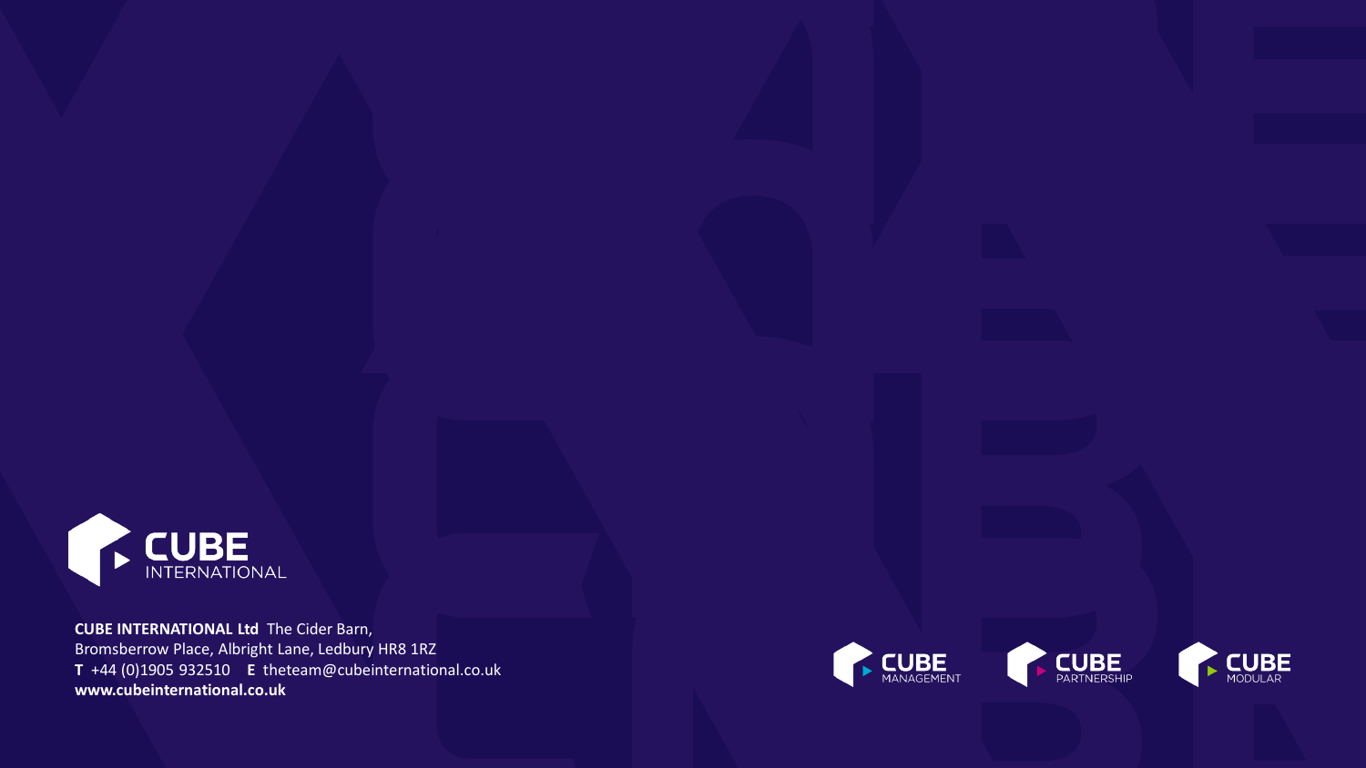CUBE INTERNATIONAL

**CUBE INTERNATIONAL Ltd** The Cider Barn,
Bromsberrow Place, Albright Lane, Ledbury HR8 1RZ
**T** +44 (0)1905 932510 **E** theteam@cubeinternational.co.uk
**www.cubeinternational.co.uk**

CUBE MANAGEMENT

CUBE PARTNERSHIP

CUBE MODULAR